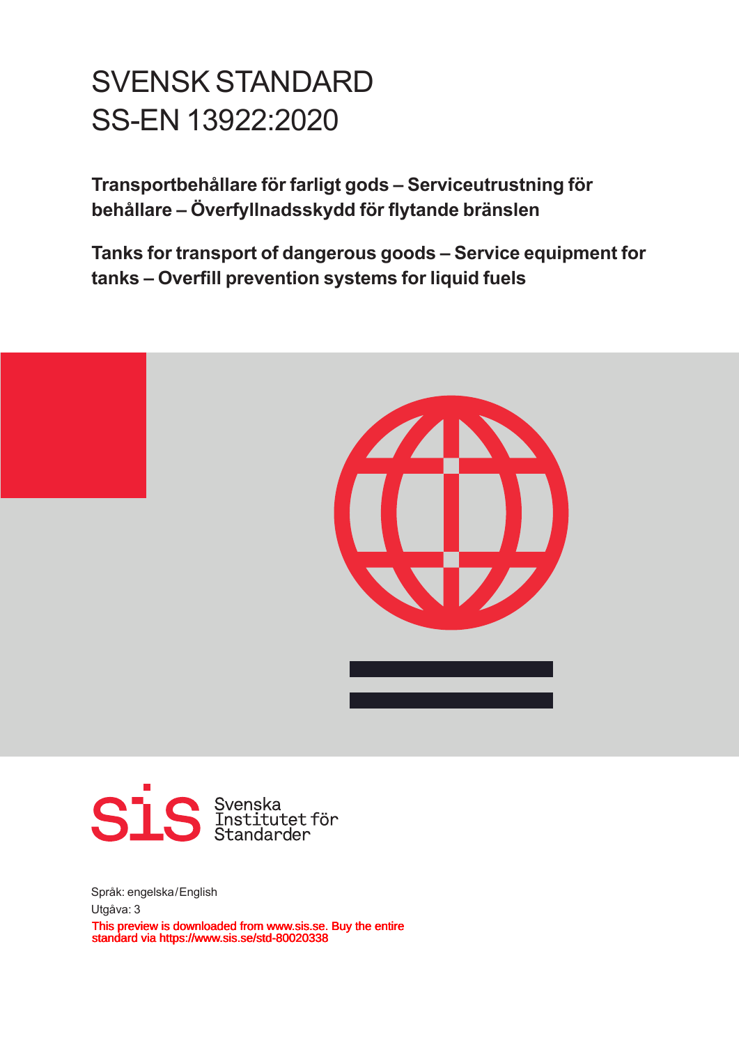# SVENSK STANDARD
# SS-EN 13922:2020

**Transportbehållare för farligt gods – Serviceutrustning för behållare – Överfyllnadsskydd för flytande bränslen**

**Tanks for transport of dangerous goods – Service equipment for tanks – Overfill prevention systems for liquid fuels**

Svenska Institutet för Standarder

Språk: engelska/English

Utgåva: 3

This preview is downloaded from www.sis.se. Buy the entire standard via https://www.sis.se/std-80020338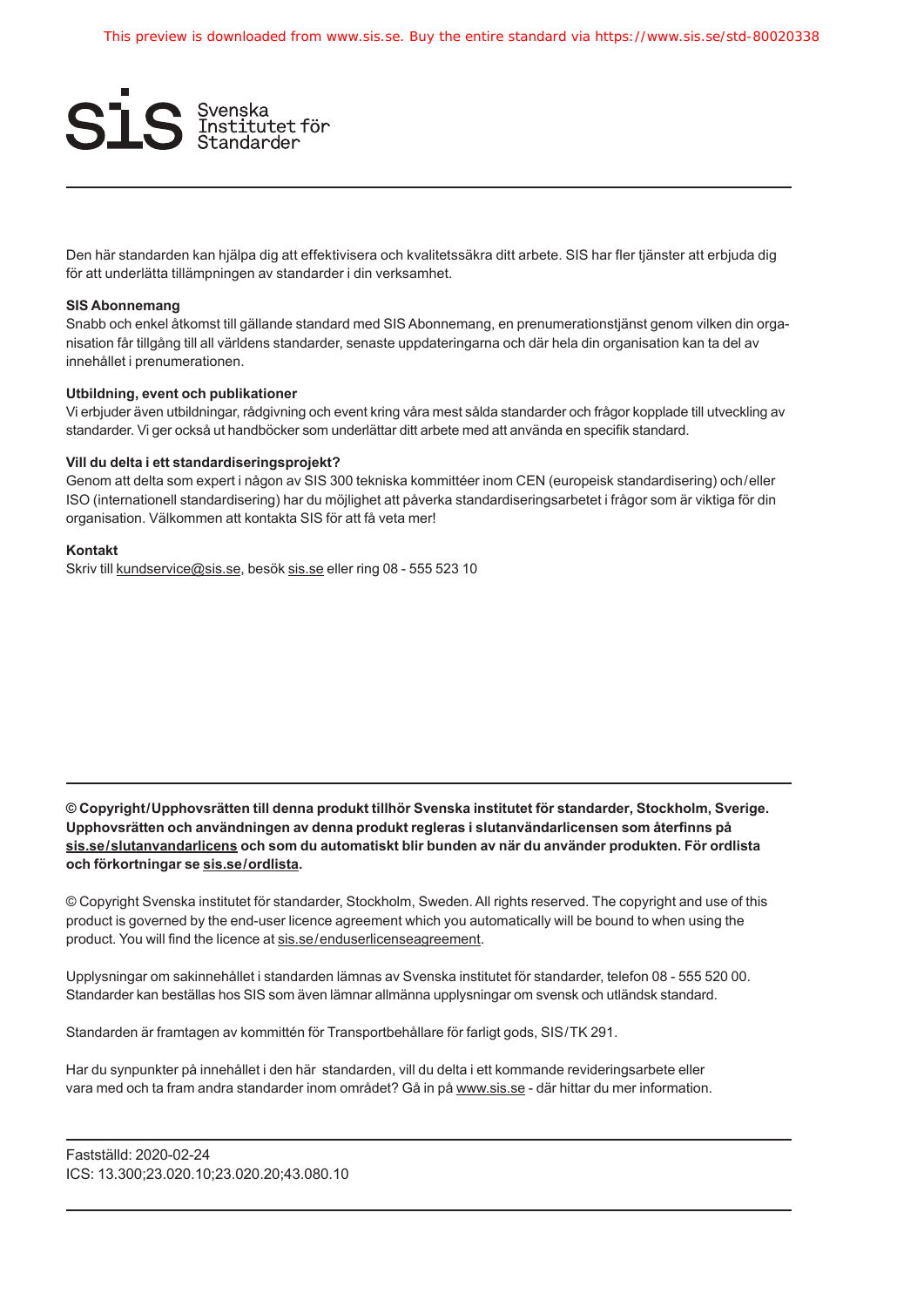Den här standarden kan hjälpa dig att effektivisera och kvalitetssäkra ditt arbete. SIS har fler tjänster att erbjuda dig för att underlätta tillämpningen av standarder i din verksamhet.

**SIS Abonnemang**

Snabb och enkel åtkomst till gällande standard med SIS Abonnemang, en prenumerationstjänst genom vilken din organisation får tillgång till all världens standarder, senaste uppdateringarna och där hela din organisation kan ta del av innehållet i prenumerationen.

**Utbildning, event och publikationer**

Vi erbjuder även utbildningar, rådgivning och event kring våra mest sålda standarder och frågor kopplade till utveckling av standarder. Vi ger också ut handböcker som underlättar ditt arbete med att använda en specifik standard.

**Vill du delta i ett standardiseringsprojekt?**

Genom att delta som expert i någon av SIS 300 tekniska kommittéer inom CEN (europeisk standardisering) och/eller ISO (internationell standardisering) har du möjlighet att påverka standardiseringsarbetet i frågor som är viktiga för din organisation. Välkommen att kontakta SIS för att få veta mer!

**Kontakt**

Skriv till kundservice@sis.se, besök sis.se eller ring 08 - 555 523 10

**© Copyright/Upphovsrätten till denna produkt tillhör Svenska institutet för standarder, Stockholm, Sverige. Upphovsrätten och användningen av denna produkt regleras i slutanvändarlicensen som återfinns på sis.se/slutanvandarlicens och som du automatiskt blir bunden av när du använder produkten. För ordlista och förkortningar se sis.se/ordlista.**

© Copyright Svenska institutet för standarder, Stockholm, Sweden. All rights reserved. The copyright and use of this product is governed by the end-user licence agreement which you automatically will be bound to when using the product. You will find the licence at sis.se/enduserlicenseagreement.

Upplysningar om sakinnehållet i standarden lämnas av Svenska institutet för standarder, telefon 08 - 555 520 00. Standarder kan beställas hos SIS som även lämnar allmänna upplysningar om svensk och utländsk standard.

Standarden är framtagen av kommittén för Transportbehållare för farligt gods, SIS/TK 291.

Har du synpunkter på innehållet i den här standarden, vill du delta i ett kommande revideringsarbete eller vara med och ta fram andra standarder inom området? Gå in på www.sis.se - där hittar du mer information.

Fastställd: 2020-02-24

ICS: 13.300;23.020.10;23.020.20;43.080.10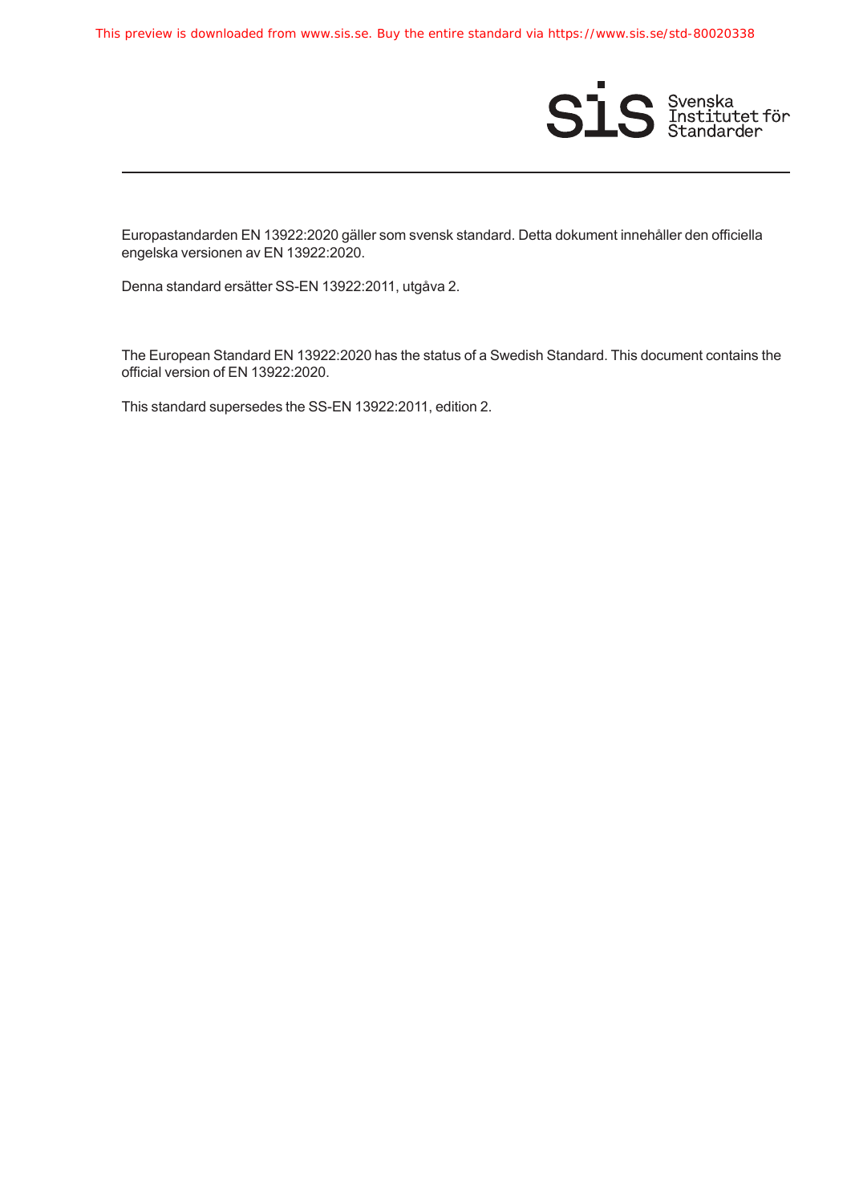Europastandarden EN 13922:2020 gäller som svensk standard. Detta dokument innehåller den officiella engelska versionen av EN 13922:2020.

Denna standard ersätter SS-EN 13922:2011, utgåva 2.

The European Standard EN 13922:2020 has the status of a Swedish Standard. This document contains the official version of EN 13922:2020.

This standard supersedes the SS-EN 13922:2011, edition 2.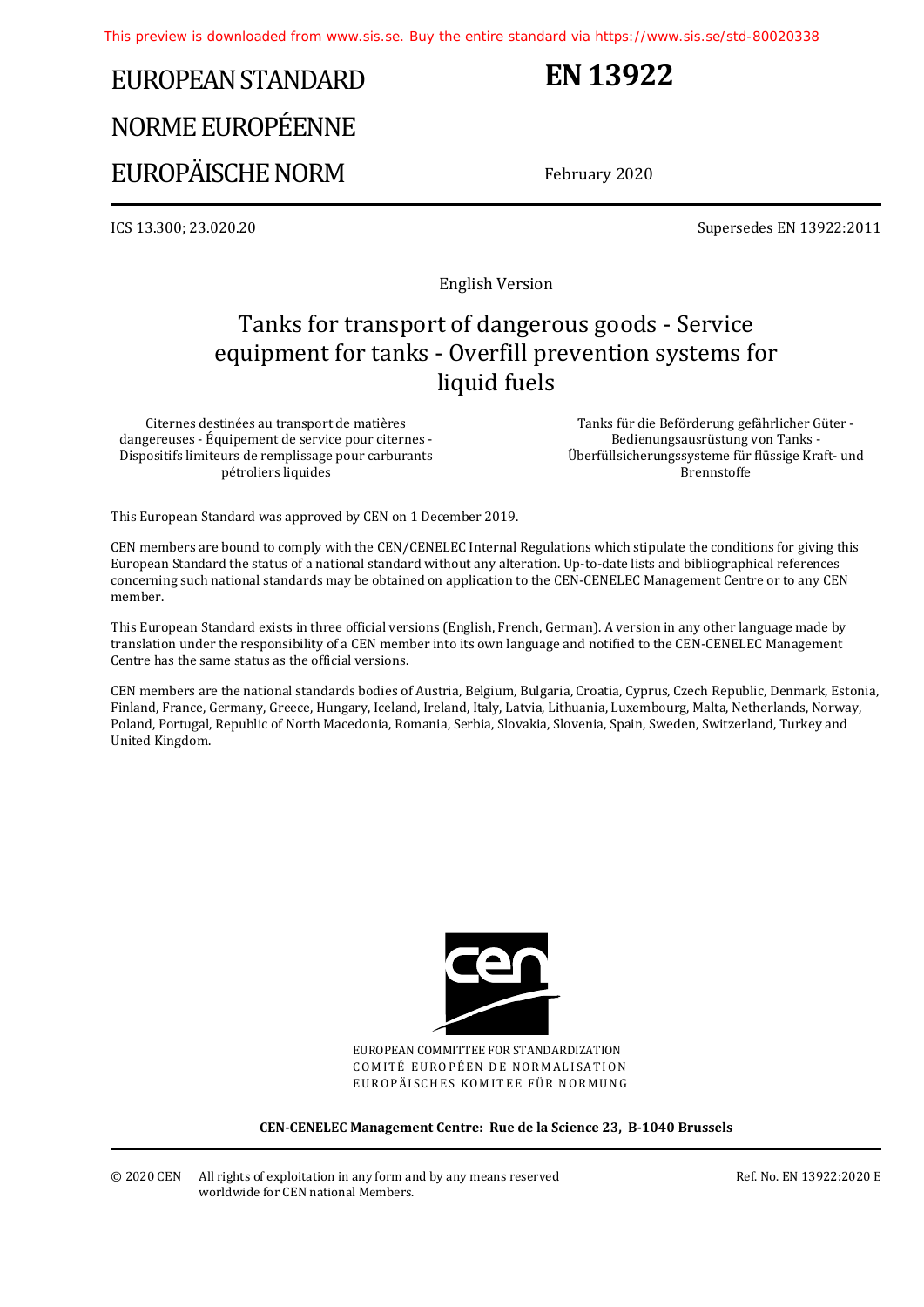# EUROPEAN STANDARD
# NORME EUROPÉENNE
# EUROPÄISCHE NORM

**EN 13922**

February 2020

ICS 13.300; 23.020.20

Supersedes EN 13922:2011

English Version

## Tanks for transport of dangerous goods - Service equipment for tanks - Overfill prevention systems for liquid fuels

Citernes destinées au transport de matières dangereuses - Équipement de service pour citernes - Dispositifs limiteurs de remplissage pour carburants pétroliers liquides

Tanks für die Beförderung gefährlicher Güter - Bedienungsausrüstung von Tanks - Überfüllsicherungssysteme für flüssige Kraft- und Brennstoffe

This European Standard was approved by CEN on 1 December 2019.

CEN members are bound to comply with the CEN/CENELEC Internal Regulations which stipulate the conditions for giving this European Standard the status of a national standard without any alteration. Up-to-date lists and bibliographical references concerning such national standards may be obtained on application to the CEN-CENELEC Management Centre or to any CEN member.

This European Standard exists in three official versions (English, French, German). A version in any other language made by translation under the responsibility of a CEN member into its own language and notified to the CEN-CENELEC Management Centre has the same status as the official versions.

CEN members are the national standards bodies of Austria, Belgium, Bulgaria, Croatia, Cyprus, Czech Republic, Denmark, Estonia, Finland, France, Germany, Greece, Hungary, Iceland, Ireland, Italy, Latvia, Lithuania, Luxembourg, Malta, Netherlands, Norway, Poland, Portugal, Republic of North Macedonia, Romania, Serbia, Slovakia, Slovenia, Spain, Sweden, Switzerland, Turkey and United Kingdom.

EUROPEAN COMMITTEE FOR STANDARDIZATION
COMITÉ EUROPÉEN DE NORMALISATION
EUROPÄISCHES KOMITEE FÜR NORMUNG

**CEN-CENELEC Management Centre: Rue de la Science 23, B-1040 Brussels**

© 2020 CEN All rights of exploitation in any form and by any means reserved worldwide for CEN national Members.

Ref. No. EN 13922:2020 E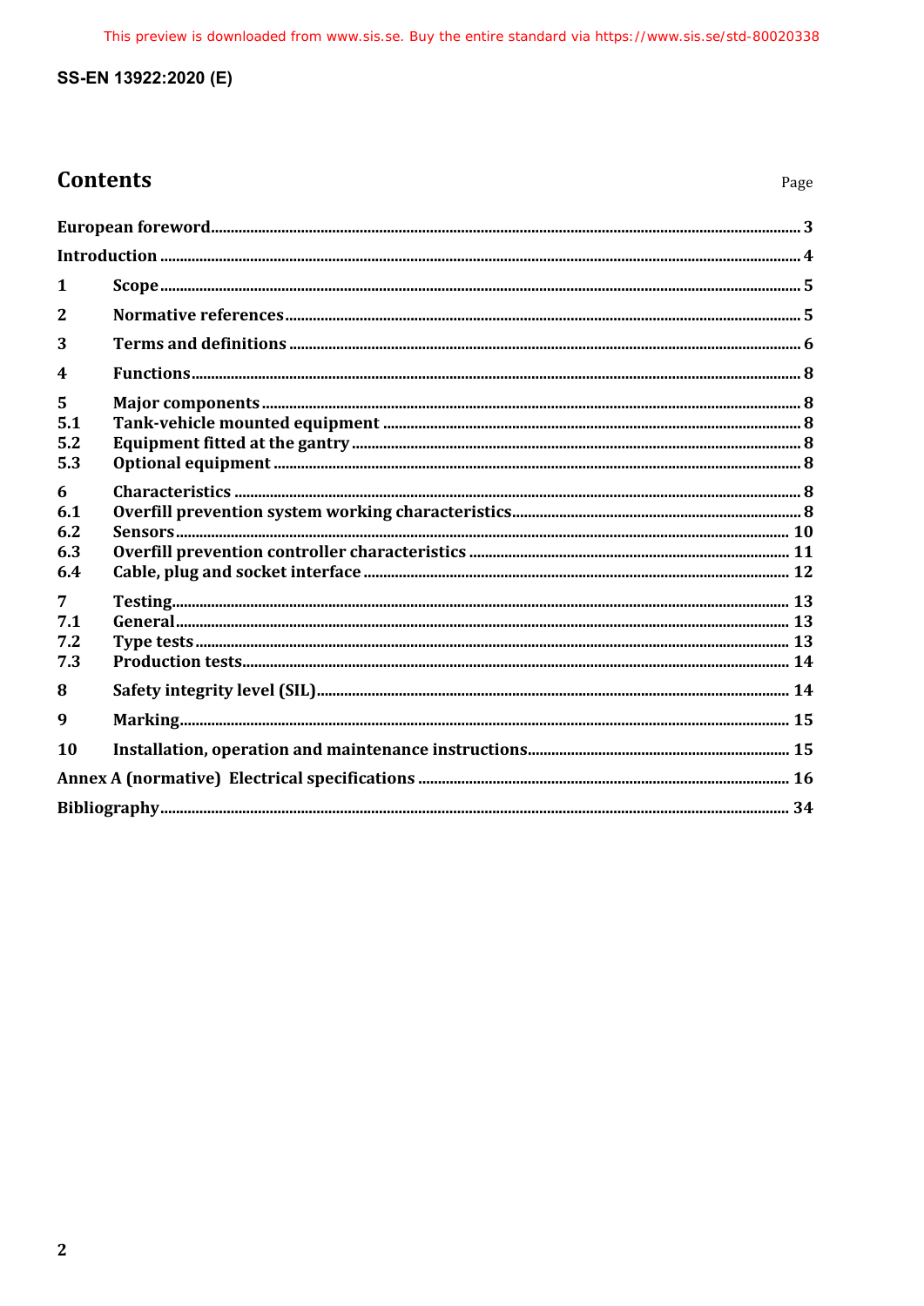## Contents

| | | Page |
|---|---|---|
| European foreword | | 3 |
| Introduction | | 4 |
| 1 | Scope | 5 |
| 2 | Normative references | 5 |
| 3 | Terms and definitions | 6 |
| 4 | Functions | 8 |
| 5 | Major components | 8 |
| 5.1 | Tank-vehicle mounted equipment | 8 |
| 5.2 | Equipment fitted at the gantry | 8 |
| 5.3 | Optional equipment | 8 |
| 6 | Characteristics | 8 |
| 6.1 | Overfill prevention system working characteristics | 8 |
| 6.2 | Sensors | 10 |
| 6.3 | Overfill prevention controller characteristics | 11 |
| 6.4 | Cable, plug and socket interface | 12 |
| 7 | Testing | 13 |
| 7.1 | General | 13 |
| 7.2 | Type tests | 13 |
| 7.3 | Production tests | 14 |
| 8 | Safety integrity level (SIL) | 14 |
| 9 | Marking | 15 |
| 10 | Installation, operation and maintenance instructions | 15 |
| Annex A (normative) Electrical specifications | | 16 |
| Bibliography | | 34 |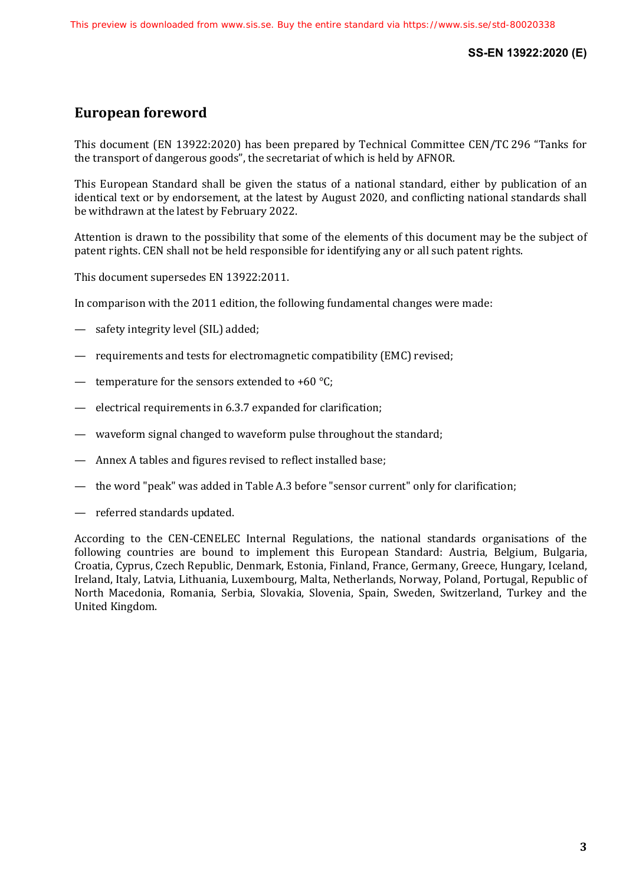# European foreword

This document (EN 13922:2020) has been prepared by Technical Committee CEN/TC 296 “Tanks for the transport of dangerous goods”, the secretariat of which is held by AFNOR.

This European Standard shall be given the status of a national standard, either by publication of an identical text or by endorsement, at the latest by August 2020, and conflicting national standards shall be withdrawn at the latest by February 2022.

Attention is drawn to the possibility that some of the elements of this document may be the subject of patent rights. CEN shall not be held responsible for identifying any or all such patent rights.

This document supersedes EN 13922:2011.

In comparison with the 2011 edition, the following fundamental changes were made:

— safety integrity level (SIL) added;

— requirements and tests for electromagnetic compatibility (EMC) revised;

— temperature for the sensors extended to +60 °C;

— electrical requirements in 6.3.7 expanded for clarification;

— waveform signal changed to waveform pulse throughout the standard;

— Annex A tables and figures revised to reflect installed base;

— the word "peak" was added in Table A.3 before "sensor current" only for clarification;

— referred standards updated.

According to the CEN-CENELEC Internal Regulations, the national standards organisations of the following countries are bound to implement this European Standard: Austria, Belgium, Bulgaria, Croatia, Cyprus, Czech Republic, Denmark, Estonia, Finland, France, Germany, Greece, Hungary, Iceland, Ireland, Italy, Latvia, Lithuania, Luxembourg, Malta, Netherlands, Norway, Poland, Portugal, Republic of North Macedonia, Romania, Serbia, Slovakia, Slovenia, Spain, Sweden, Switzerland, Turkey and the United Kingdom.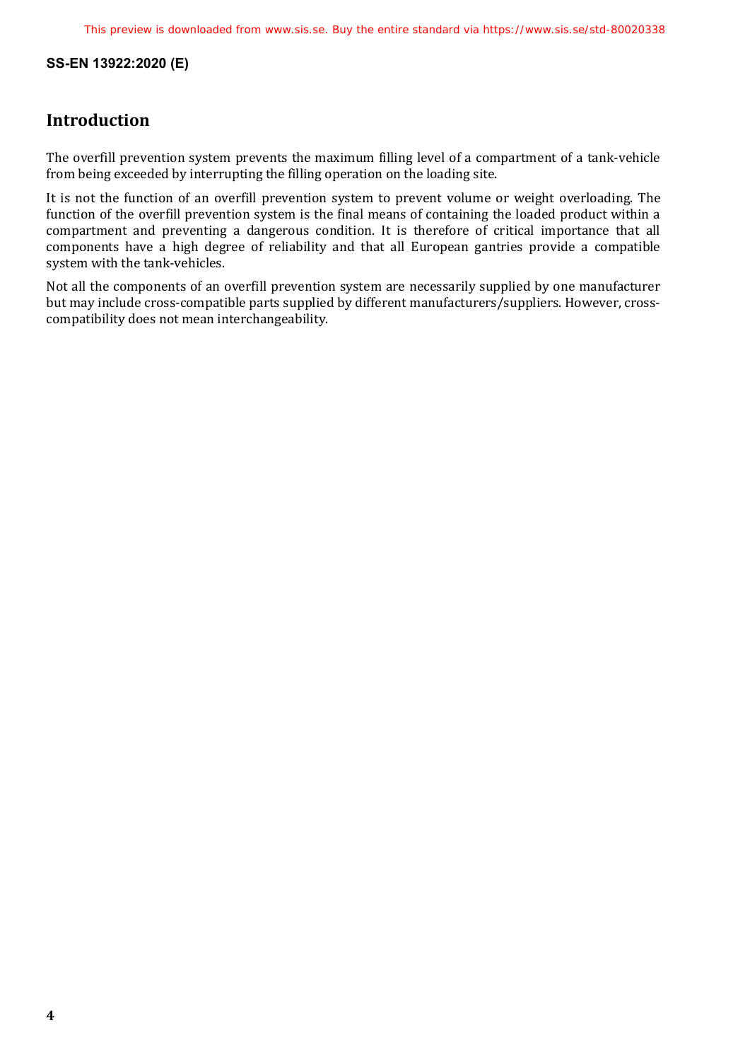## Introduction

The overfill prevention system prevents the maximum filling level of a compartment of a tank-vehicle from being exceeded by interrupting the filling operation on the loading site.

It is not the function of an overfill prevention system to prevent volume or weight overloading. The function of the overfill prevention system is the final means of containing the loaded product within a compartment and preventing a dangerous condition. It is therefore of critical importance that all components have a high degree of reliability and that all European gantries provide a compatible system with the tank-vehicles.

Not all the components of an overfill prevention system are necessarily supplied by one manufacturer but may include cross-compatible parts supplied by different manufacturers/suppliers. However, cross-compatibility does not mean interchangeability.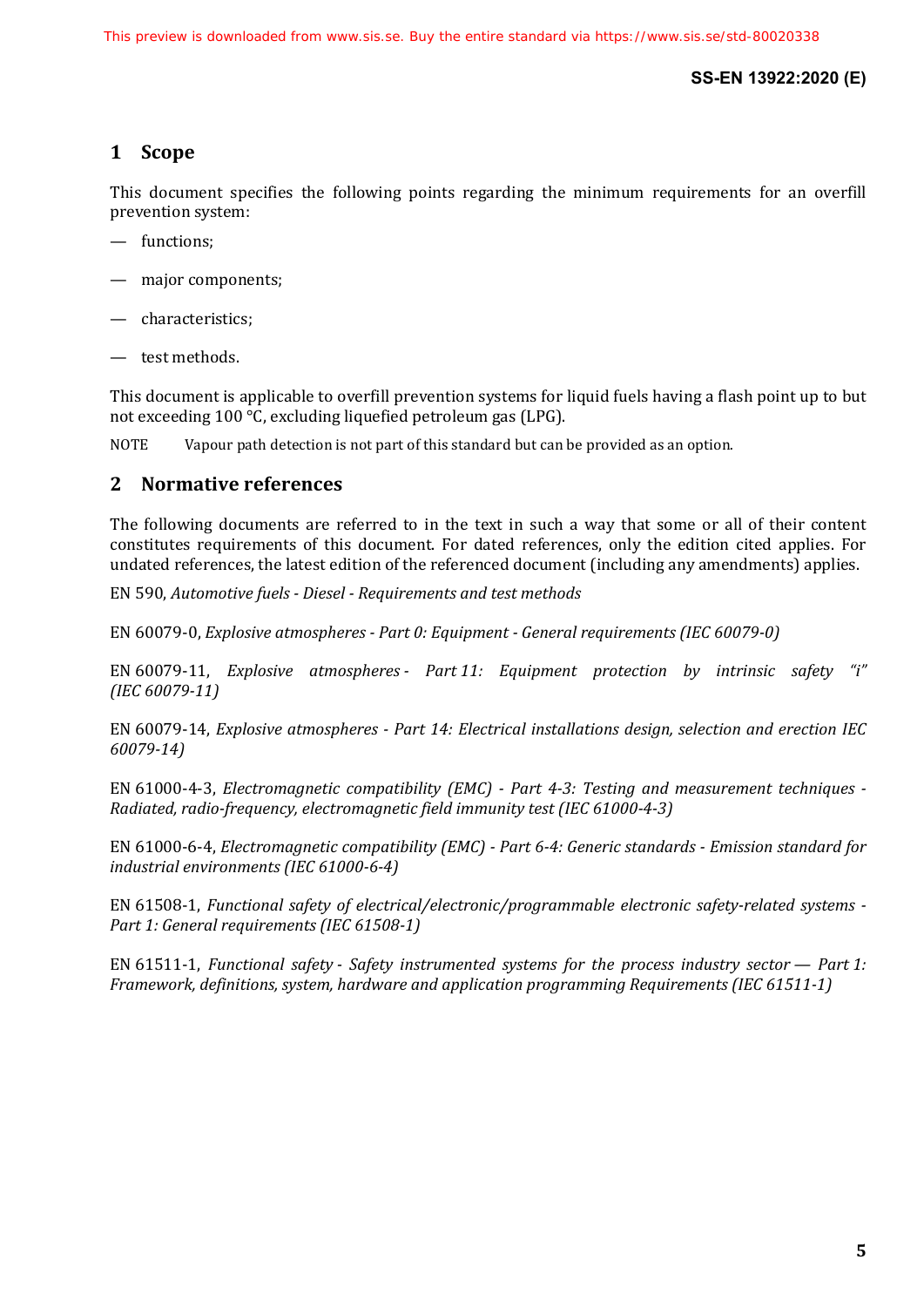## 1 Scope

This document specifies the following points regarding the minimum requirements for an overfill prevention system:

- functions;
- major components;
- characteristics;
- test methods.

This document is applicable to overfill prevention systems for liquid fuels having a flash point up to but not exceeding 100 °C, excluding liquefied petroleum gas (LPG).

NOTE Vapour path detection is not part of this standard but can be provided as an option.

## 2 Normative references

The following documents are referred to in the text in such a way that some or all of their content constitutes requirements of this document. For dated references, only the edition cited applies. For undated references, the latest edition of the referenced document (including any amendments) applies.

EN 590, *Automotive fuels - Diesel - Requirements and test methods*

EN 60079-0, *Explosive atmospheres - Part 0: Equipment - General requirements (IEC 60079-0)*

EN 60079-11, *Explosive atmospheres - Part 11: Equipment protection by intrinsic safety "i" (IEC 60079-11)*

EN 60079-14, *Explosive atmospheres - Part 14: Electrical installations design, selection and erection IEC 60079-14)*

EN 61000-4-3, *Electromagnetic compatibility (EMC) - Part 4-3: Testing and measurement techniques - Radiated, radio-frequency, electromagnetic field immunity test (IEC 61000-4-3)*

EN 61000-6-4, *Electromagnetic compatibility (EMC) - Part 6-4: Generic standards - Emission standard for industrial environments (IEC 61000-6-4)*

EN 61508-1, *Functional safety of electrical/electronic/programmable electronic safety-related systems - Part 1: General requirements (IEC 61508-1)*

EN 61511-1, *Functional safety - Safety instrumented systems for the process industry sector — Part 1: Framework, definitions, system, hardware and application programming Requirements (IEC 61511-1)*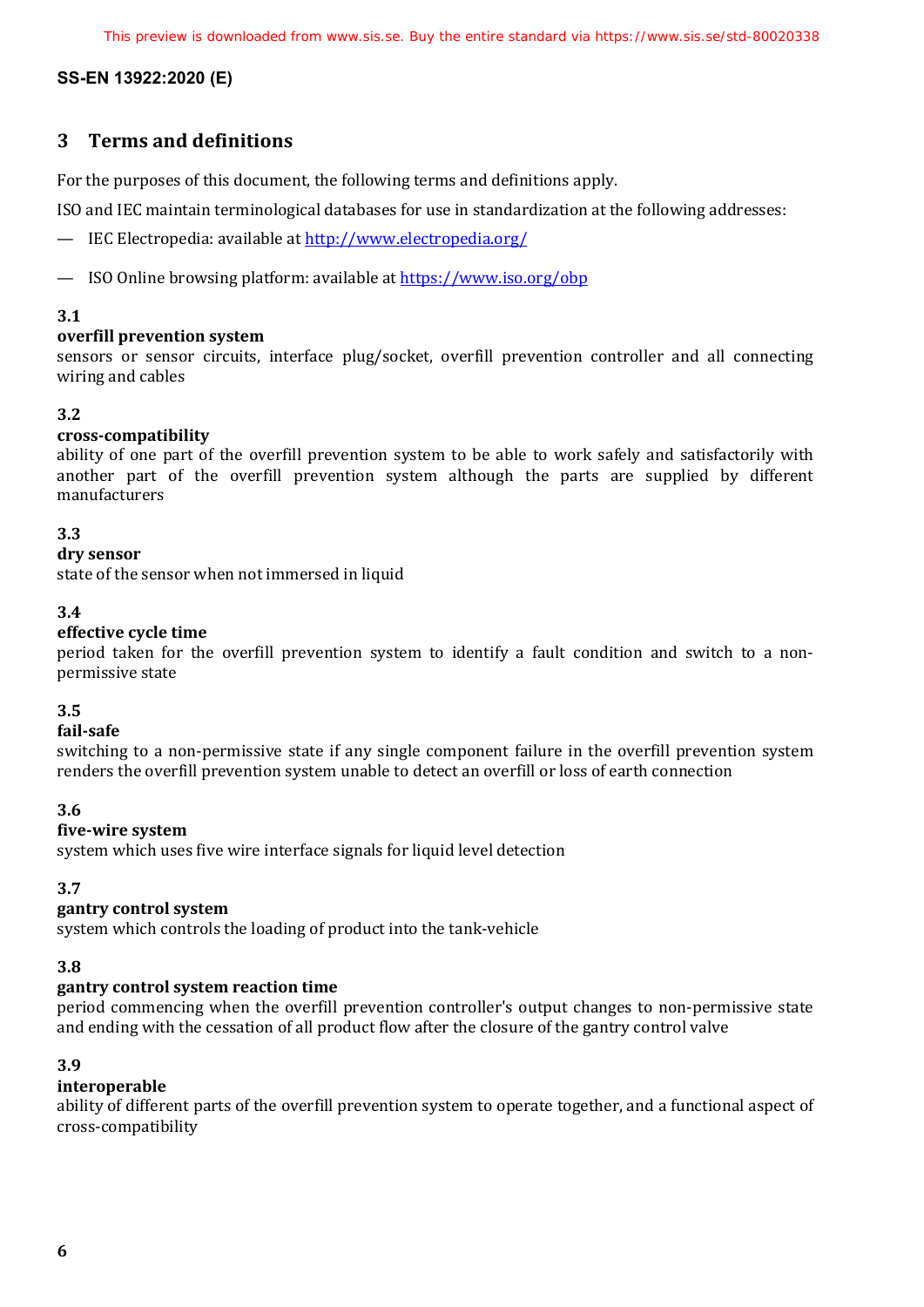## 3 Terms and definitions

For the purposes of this document, the following terms and definitions apply.

ISO and IEC maintain terminological databases for use in standardization at the following addresses:

— IEC Electropedia: available at http://www.electropedia.org/

— ISO Online browsing platform: available at https://www.iso.org/obp

**3.1**

**overfill prevention system**

sensors or sensor circuits, interface plug/socket, overfill prevention controller and all connecting wiring and cables

**3.2**

**cross-compatibility**

ability of one part of the overfill prevention system to be able to work safely and satisfactorily with another part of the overfill prevention system although the parts are supplied by different manufacturers

**3.3**

**dry sensor**

state of the sensor when not immersed in liquid

**3.4**

**effective cycle time**

period taken for the overfill prevention system to identify a fault condition and switch to a non-permissive state

**3.5**

**fail-safe**

switching to a non-permissive state if any single component failure in the overfill prevention system renders the overfill prevention system unable to detect an overfill or loss of earth connection

**3.6**

**five-wire system**

system which uses five wire interface signals for liquid level detection

**3.7**

**gantry control system**

system which controls the loading of product into the tank-vehicle

**3.8**

**gantry control system reaction time**

period commencing when the overfill prevention controller's output changes to non-permissive state and ending with the cessation of all product flow after the closure of the gantry control valve

**3.9**

**interoperable**

ability of different parts of the overfill prevention system to operate together, and a functional aspect of cross-compatibility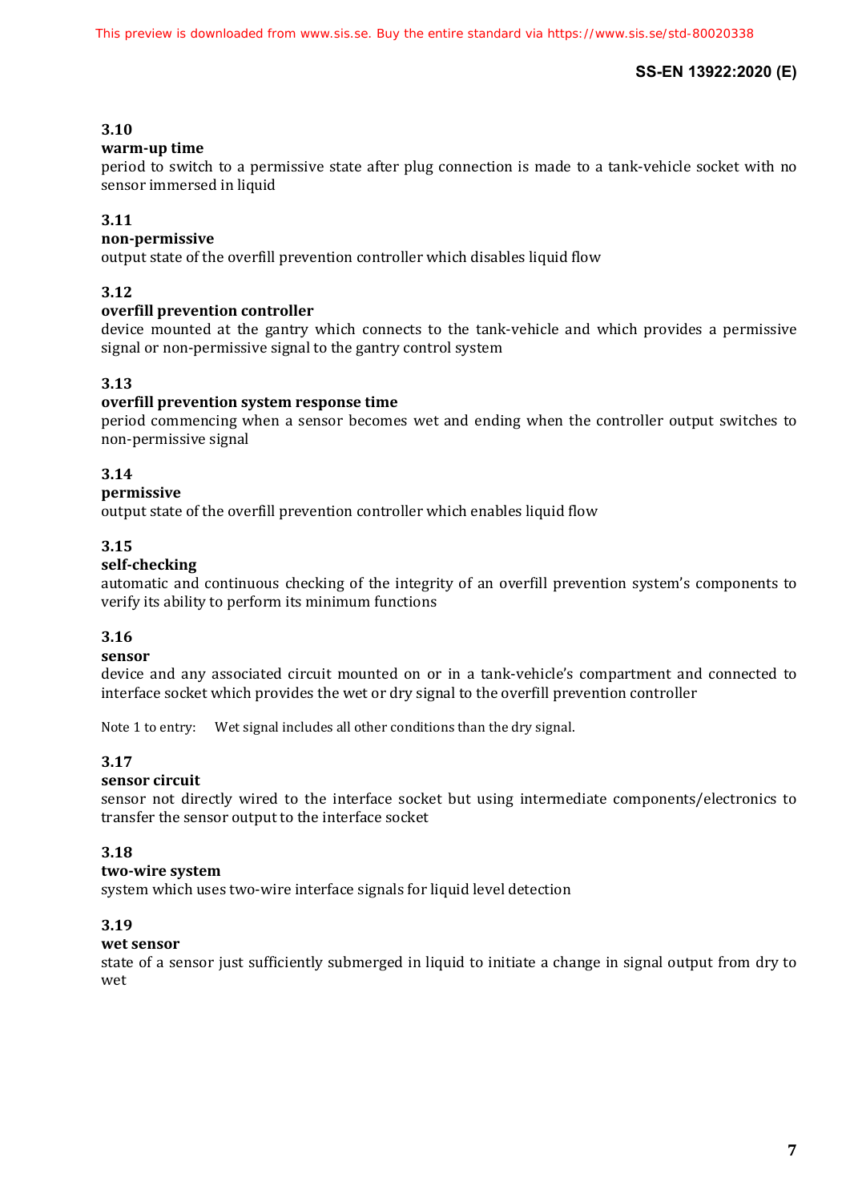### 3.10

**warm-up time**

period to switch to a permissive state after plug connection is made to a tank-vehicle socket with no sensor immersed in liquid

### 3.11

**non-permissive**

output state of the overfill prevention controller which disables liquid flow

### 3.12

**overfill prevention controller**

device mounted at the gantry which connects to the tank-vehicle and which provides a permissive signal or non-permissive signal to the gantry control system

### 3.13

**overfill prevention system response time**

period commencing when a sensor becomes wet and ending when the controller output switches to non-permissive signal

### 3.14

**permissive**

output state of the overfill prevention controller which enables liquid flow

### 3.15

**self-checking**

automatic and continuous checking of the integrity of an overfill prevention system's components to verify its ability to perform its minimum functions

### 3.16

**sensor**

device and any associated circuit mounted on or in a tank-vehicle's compartment and connected to interface socket which provides the wet or dry signal to the overfill prevention controller

Note 1 to entry: Wet signal includes all other conditions than the dry signal.

### 3.17

**sensor circuit**

sensor not directly wired to the interface socket but using intermediate components/electronics to transfer the sensor output to the interface socket

### 3.18

**two-wire system**

system which uses two-wire interface signals for liquid level detection

### 3.19

**wet sensor**

state of a sensor just sufficiently submerged in liquid to initiate a change in signal output from dry to wet